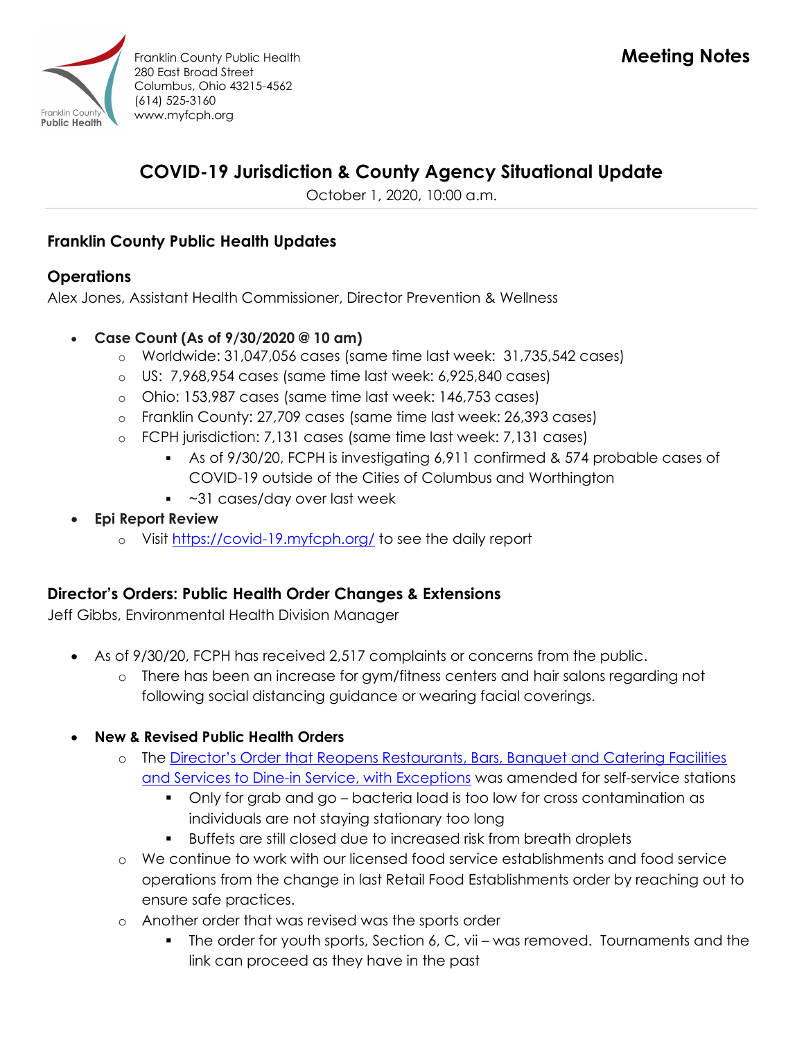Franklin County Public Health
280 East Broad Street
Columbus, Ohio 43215-4562
(614) 525-3160
www.myfcph.org

**Meeting Notes**

# COVID-19 Jurisdiction & County Agency Situational Update

October 1, 2020, 10:00 a.m.

## Franklin County Public Health Updates

### Operations

Alex Jones, Assistant Health Commissioner, Director Prevention & Wellness

- **Case Count (As of 9/30/2020 @ 10 am)**
  - Worldwide: 31,047,056 cases (same time last week: 31,735,542 cases)
  - US: 7,968,954 cases (same time last week: 6,925,840 cases)
  - Ohio: 153,987 cases (same time last week: 146,753 cases)
  - Franklin County: 27,709 cases (same time last week: 26,393 cases)
  - FCPH jurisdiction: 7,131 cases (same time last week: 7,131 cases)
    - As of 9/30/20, FCPH is investigating 6,911 confirmed & 574 probable cases of COVID-19 outside of the Cities of Columbus and Worthington
    - ~31 cases/day over last week
- **Epi Report Review**
  - Visit https://covid-19.myfcph.org/ to see the daily report

## Director's Orders: Public Health Order Changes & Extensions

Jeff Gibbs, Environmental Health Division Manager

- As of 9/30/20, FCPH has received 2,517 complaints or concerns from the public.
  - There has been an increase for gym/fitness centers and hair salons regarding not following social distancing guidance or wearing facial coverings.

- **New & Revised Public Health Orders**
  - The Director's Order that Reopens Restaurants, Bars, Banquet and Catering Facilities and Services to Dine-in Service, with Exceptions was amended for self-service stations
    - Only for grab and go – bacteria load is too low for cross contamination as individuals are not staying stationary too long
    - Buffets are still closed due to increased risk from breath droplets
  - We continue to work with our licensed food service establishments and food service operations from the change in last Retail Food Establishments order by reaching out to ensure safe practices.
  - Another order that was revised was the sports order
    - The order for youth sports, Section 6, C, vii – was removed. Tournaments and the link can proceed as they have in the past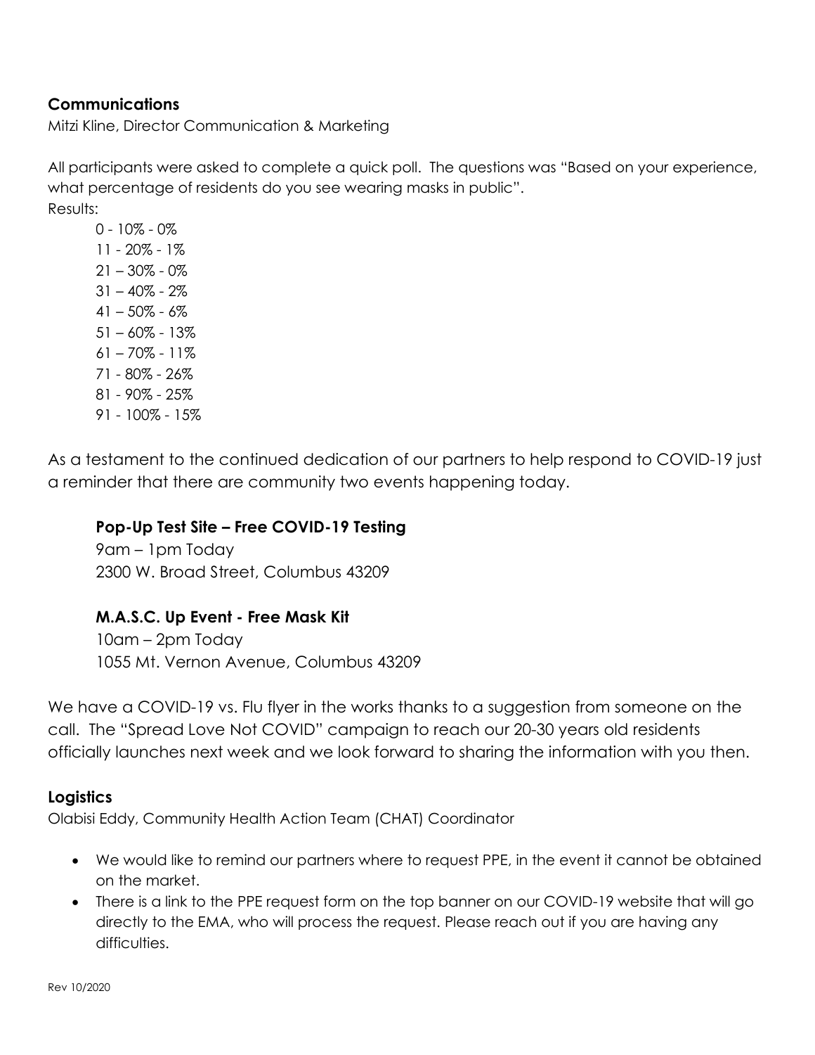### Communications

Mitzi Kline, Director Communication & Marketing

All participants were asked to complete a quick poll. The questions was "Based on your experience, what percentage of residents do you see wearing masks in public".

Results:

0 - 10% - 0%
11 - 20% - 1%
21 – 30% - 0%
31 – 40% - 2%
41 – 50% - 6%
51 – 60% - 13%
61 – 70% - 11%
71 - 80% - 26%
81 - 90% - 25%
91 - 100% - 15%

As a testament to the continued dedication of our partners to help respond to COVID-19 just a reminder that there are community two events happening today.

**Pop-Up Test Site – Free COVID-19 Testing**
9am – 1pm Today
2300 W. Broad Street, Columbus 43209

**M.A.S.C. Up Event - Free Mask Kit**
10am – 2pm Today
1055 Mt. Vernon Avenue, Columbus 43209

We have a COVID-19 vs. Flu flyer in the works thanks to a suggestion from someone on the call. The "Spread Love Not COVID" campaign to reach our 20-30 years old residents officially launches next week and we look forward to sharing the information with you then.

### Logistics

Olabisi Eddy, Community Health Action Team (CHAT) Coordinator

- We would like to remind our partners where to request PPE, in the event it cannot be obtained on the market.
- There is a link to the PPE request form on the top banner on our COVID-19 website that will go directly to the EMA, who will process the request. Please reach out if you are having any difficulties.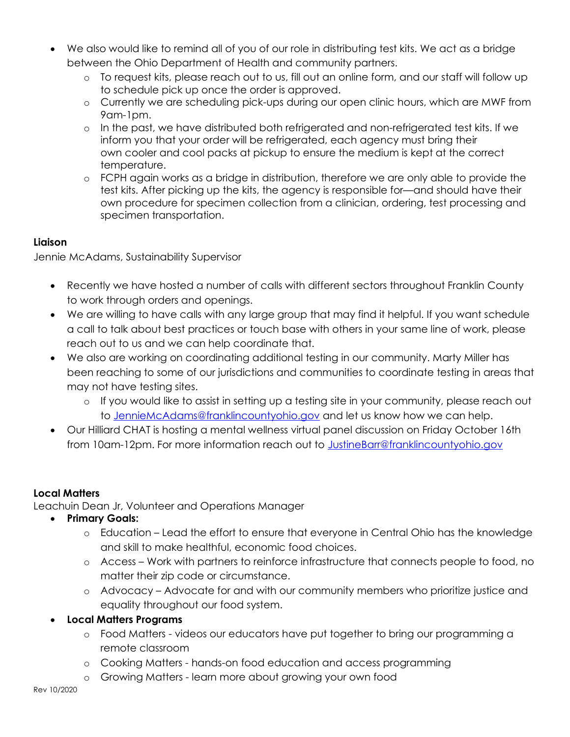- We also would like to remind all of you of our role in distributing test kits. We act as a bridge between the Ohio Department of Health and community partners.
  - To request kits, please reach out to us, fill out an online form, and our staff will follow up to schedule pick up once the order is approved.
  - Currently we are scheduling pick-ups during our open clinic hours, which are MWF from 9am-1pm.
  - In the past, we have distributed both refrigerated and non-refrigerated test kits. If we inform you that your order will be refrigerated, each agency must bring their own cooler and cool packs at pickup to ensure the medium is kept at the correct temperature.
  - FCPH again works as a bridge in distribution, therefore we are only able to provide the test kits. After picking up the kits, the agency is responsible for—and should have their own procedure for specimen collection from a clinician, ordering, test processing and specimen transportation.

**Liaison**

Jennie McAdams, Sustainability Supervisor

- Recently we have hosted a number of calls with different sectors throughout Franklin County to work through orders and openings.
- We are willing to have calls with any large group that may find it helpful. If you want schedule a call to talk about best practices or touch base with others in your same line of work, please reach out to us and we can help coordinate that.
- We also are working on coordinating additional testing in our community. Marty Miller has been reaching to some of our jurisdictions and communities to coordinate testing in areas that may not have testing sites.
  - If you would like to assist in setting up a testing site in your community, please reach out to JennieMcAdams@franklincountyohio.gov and let us know how we can help.
- Our Hilliard CHAT is hosting a mental wellness virtual panel discussion on Friday October 16th from 10am-12pm. For more information reach out to JustineBarr@franklincountyohio.gov

**Local Matters**

Leachuin Dean Jr, Volunteer and Operations Manager

- **Primary Goals:**
  - Education – Lead the effort to ensure that everyone in Central Ohio has the knowledge and skill to make healthful, economic food choices.
  - Access – Work with partners to reinforce infrastructure that connects people to food, no matter their zip code or circumstance.
  - Advocacy – Advocate for and with our community members who prioritize justice and equality throughout our food system.
- **Local Matters Programs**
  - Food Matters - videos our educators have put together to bring our programming a remote classroom
  - Cooking Matters - hands-on food education and access programming
  - Growing Matters - learn more about growing your own food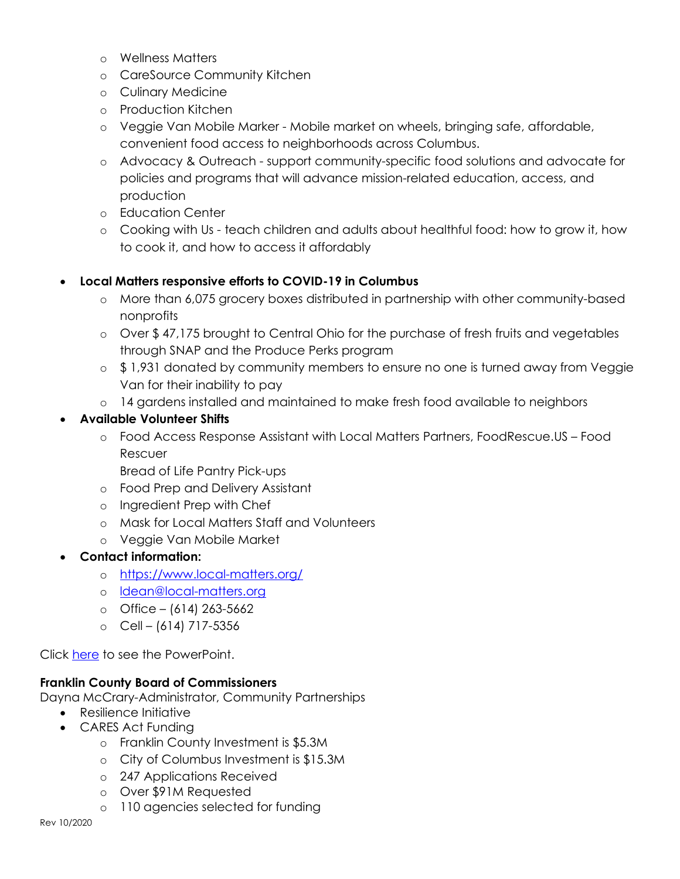- Wellness Matters
  - CareSource Community Kitchen
  - Culinary Medicine
  - Production Kitchen
  - Veggie Van Mobile Marker - Mobile market on wheels, bringing safe, affordable, convenient food access to neighborhoods across Columbus.
  - Advocacy & Outreach - support community-specific food solutions and advocate for policies and programs that will advance mission-related education, access, and production
  - Education Center
  - Cooking with Us - teach children and adults about healthful food: how to grow it, how to cook it, and how to access it affordably

- **Local Matters responsive efforts to COVID-19 in Columbus**
  - More than 6,075 grocery boxes distributed in partnership with other community-based nonprofits
  - Over $ 47,175 brought to Central Ohio for the purchase of fresh fruits and vegetables through SNAP and the Produce Perks program
  - $ 1,931 donated by community members to ensure no one is turned away from Veggie Van for their inability to pay
  - 14 gardens installed and maintained to make fresh food available to neighbors
- **Available Volunteer Shifts**
  - Food Access Response Assistant with Local Matters Partners, FoodRescue.US – Food Rescuer
    Bread of Life Pantry Pick-ups
  - Food Prep and Delivery Assistant
  - Ingredient Prep with Chef
  - Mask for Local Matters Staff and Volunteers
  - Veggie Van Mobile Market
- **Contact information:**
  - [https://www.local-matters.org/](https://www.local-matters.org/)
  - [ldean@local-matters.org](mailto:ldean@local-matters.org)
  - Office – (614) 263-5662
  - Cell – (614) 717-5356

Click [here]() to see the PowerPoint.

**Franklin County Board of Commissioners**
Dayna McCrary-Administrator, Community Partnerships

- Resilience Initiative
- CARES Act Funding
  - Franklin County Investment is $5.3M
  - City of Columbus Investment is $15.3M
  - 247 Applications Received
  - Over $91M Requested
  - 110 agencies selected for funding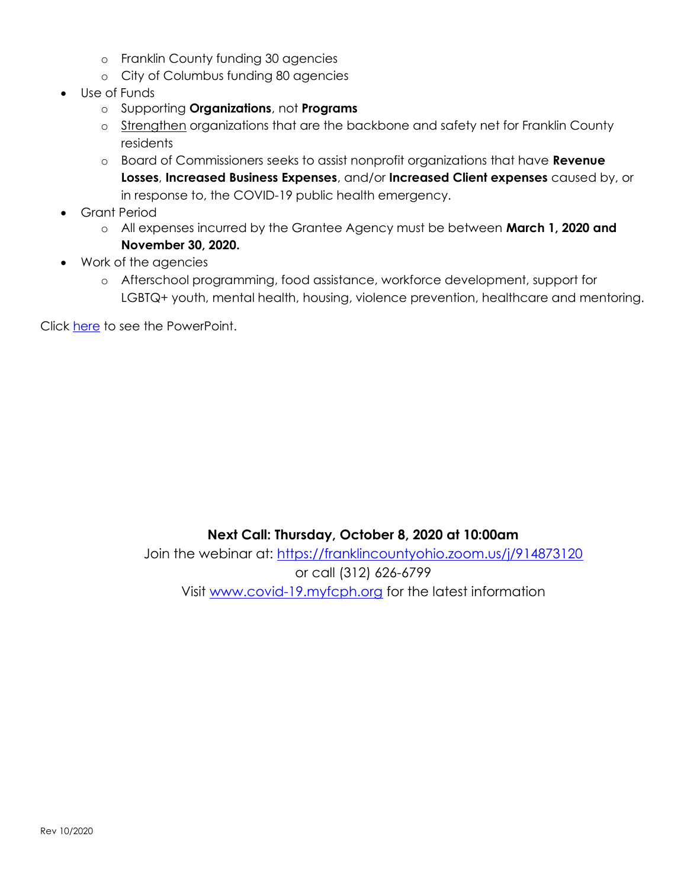- Franklin County funding 30 agencies
  - City of Columbus funding 80 agencies
- Use of Funds
  - Supporting **Organizations**, not **Programs**
  - Strengthen organizations that are the backbone and safety net for Franklin County residents
  - Board of Commissioners seeks to assist nonprofit organizations that have **Revenue Losses**, **Increased Business Expenses**, and/or **Increased Client expenses** caused by, or in response to, the COVID-19 public health emergency.
- Grant Period
  - All expenses incurred by the Grantee Agency must be between **March 1, 2020 and November 30, 2020.**
- Work of the agencies
  - Afterschool programming, food assistance, workforce development, support for LGBTQ+ youth, mental health, housing, violence prevention, healthcare and mentoring.

Click [here]() to see the PowerPoint.

**Next Call: Thursday, October 8, 2020 at 10:00am**

Join the webinar at: [https://franklincountyohio.zoom.us/j/914873120](https://franklincountyohio.zoom.us/j/914873120)

or call (312) 626-6799

Visit [www.covid-19.myfcph.org](http://www.covid-19.myfcph.org) for the latest information

Rev 10/2020